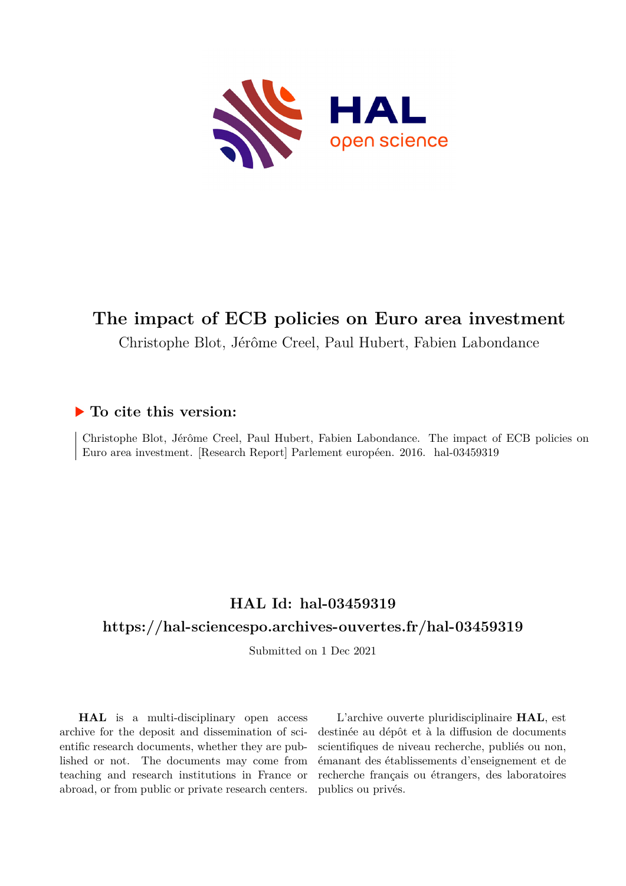# The impact of ECB policies on Euro area investment

Christophe Blot, Jérôme Creel, Paul Hubert, Fabien Labondance

## ▶ To cite this version:

Christophe Blot, Jérôme Creel, Paul Hubert, Fabien Labondance. The impact of ECB policies on Euro area investment. [Research Report] Parlement européen. 2016. hal-03459319

## HAL Id: hal-03459319

## https://hal-sciencespo.archives-ouvertes.fr/hal-03459319

Submitted on 1 Dec 2021

**HAL** is a multi-disciplinary open access archive for the deposit and dissemination of scientific research documents, whether they are published or not. The documents may come from teaching and research institutions in France or abroad, or from public or private research centers.

L'archive ouverte pluridisciplinaire **HAL**, est destinée au dépôt et à la diffusion de documents scientifiques de niveau recherche, publiés ou non, émanant des établissements d'enseignement et de recherche français ou étrangers, des laboratoires publics ou privés.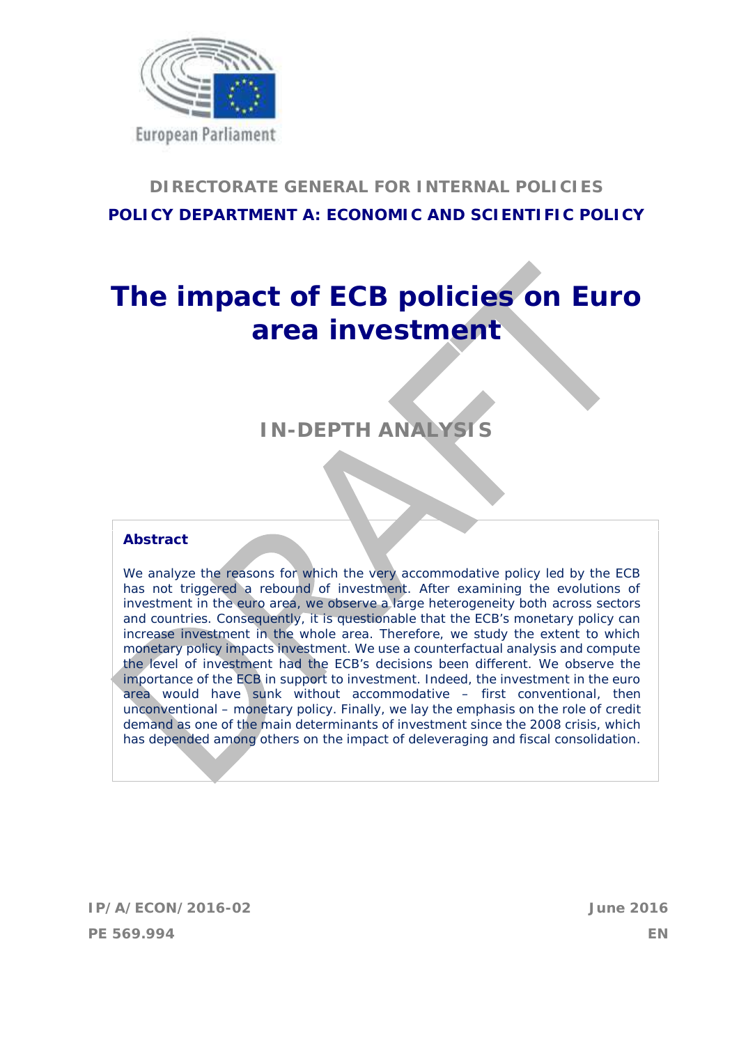**DIRECTORATE GENERAL FOR INTERNAL POLICIES**

**POLICY DEPARTMENT A: ECONOMIC AND SCIENTIFIC POLICY**

# The impact of ECB policies on Euro area investment

## IN-DEPTH ANALYSIS

**Abstract**

We analyze the reasons for which the very accommodative policy led by the ECB has not triggered a rebound of investment. After examining the evolutions of investment in the euro area, we observe a large heterogeneity both across sectors and countries. Consequently, it is questionable that the ECB's monetary policy can increase investment in the whole area. Therefore, we study the extent to which monetary policy impacts investment. We use a counterfactual analysis and compute the level of investment had the ECB's decisions been different. We observe the importance of the ECB in support to investment. Indeed, the investment in the euro area would have sunk without accommodative – first conventional, then unconventional – monetary policy. Finally, we lay the emphasis on the role of credit demand as one of the main determinants of investment since the 2008 crisis, which has depended among others on the impact of deleveraging and fiscal consolidation.

IP/A/ECON/2016-02 June 2016

PE 569.994 EN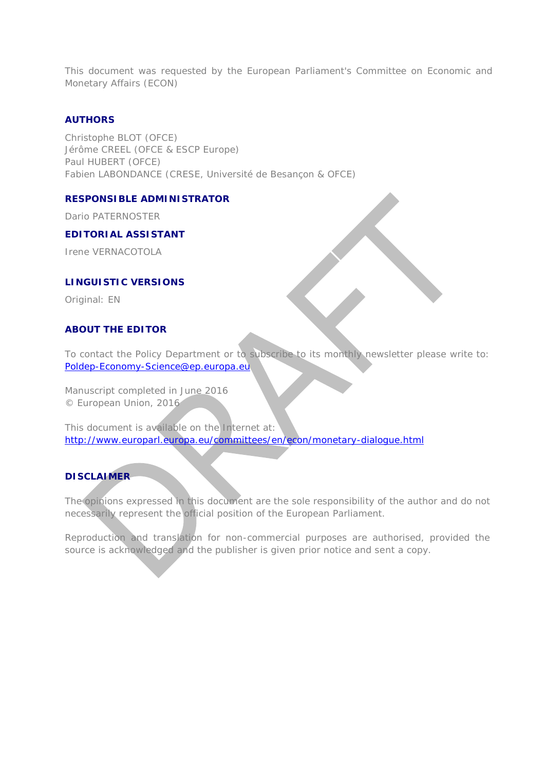This document was requested by the European Parliament's Committee on Economic and Monetary Affairs (ECON)

**AUTHORS**

Christophe BLOT (OFCE)
Jérôme CREEL (OFCE & ESCP Europe)
Paul HUBERT (OFCE)
Fabien LABONDANCE (CRESE, Université de Besançon & OFCE)

**RESPONSIBLE ADMINISTRATOR**

Dario PATERNOSTER

**EDITORIAL ASSISTANT**

Irene VERNACOTOLA

**LINGUISTIC VERSIONS**

Original: EN

**ABOUT THE EDITOR**

To contact the Policy Department or to subscribe to its monthly newsletter please write to:
Poldep-Economy-Science@ep.europa.eu

Manuscript completed in June 2016
© European Union, 2016

This document is available on the Internet at:
http://www.europarl.europa.eu/committees/en/econ/monetary-dialogue.html

**DISCLAIMER**

The opinions expressed in this document are the sole responsibility of the author and do not necessarily represent the official position of the European Parliament.

Reproduction and translation for non-commercial purposes are authorised, provided the source is acknowledged and the publisher is given prior notice and sent a copy.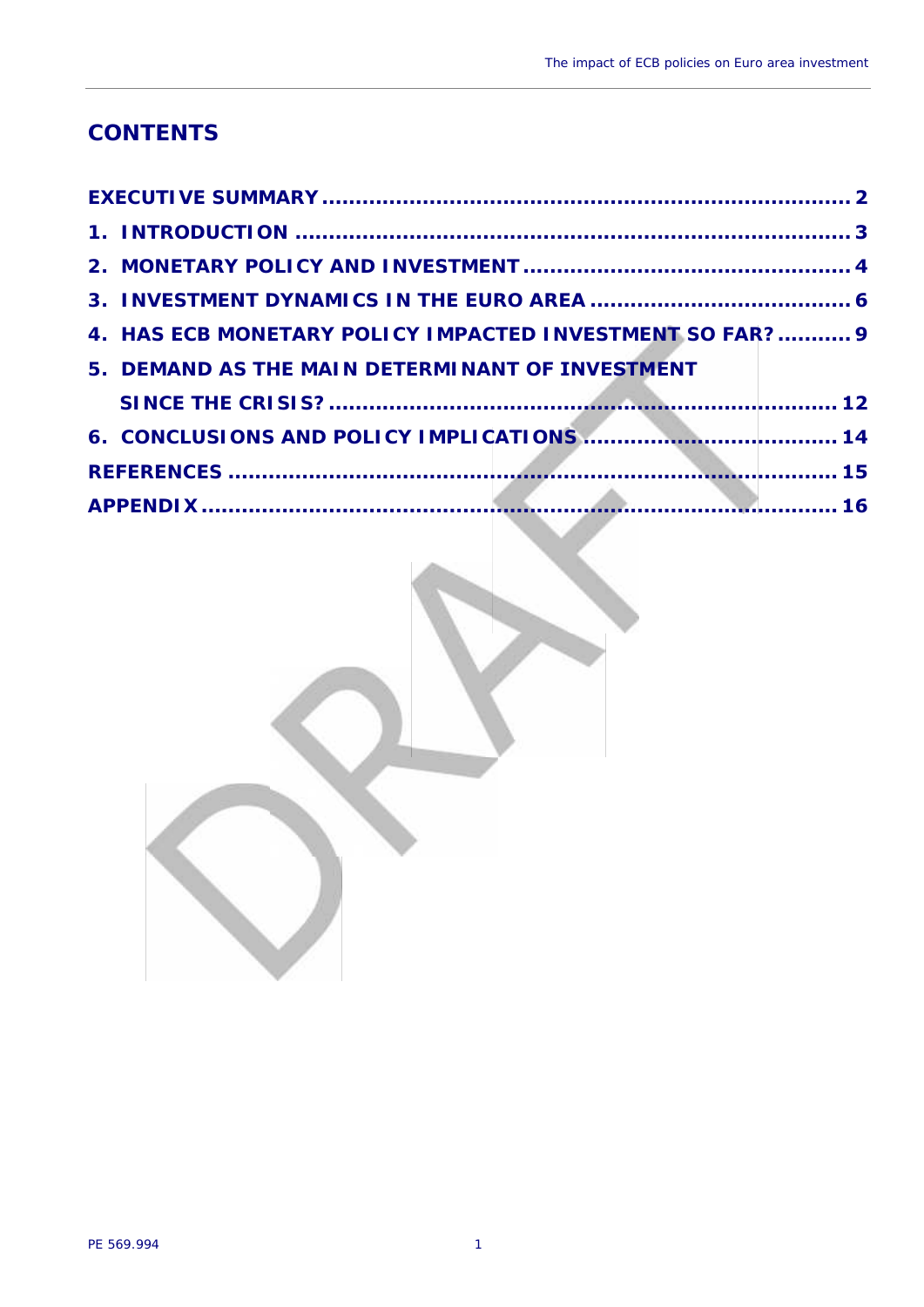## CONTENTS

- **EXECUTIVE SUMMARY** ........ **2**
- **1. INTRODUCTION** ........ **3**
- **2. MONETARY POLICY AND INVESTMENT** ........ **4**
- **3. INVESTMENT DYNAMICS IN THE EURO AREA** ........ **6**
- **4. HAS ECB MONETARY POLICY IMPACTED INVESTMENT SO FAR?** ........ **9**
- **5. DEMAND AS THE MAIN DETERMINANT OF INVESTMENT SINCE THE CRISIS?** ........ **12**
- **6. CONCLUSIONS AND POLICY IMPLICATIONS** ........ **14**
- **REFERENCES** ........ **15**
- **APPENDIX** ........ **16**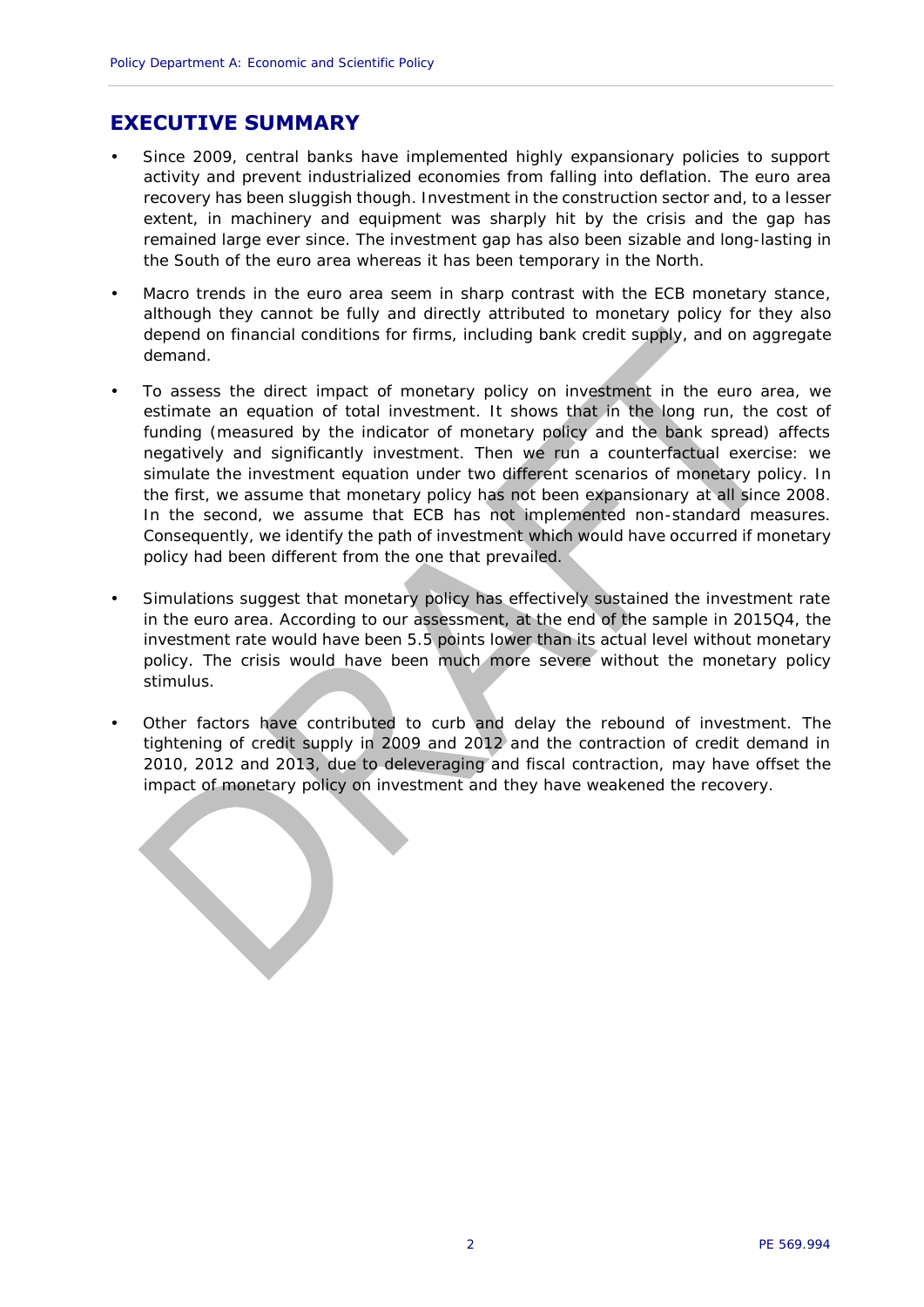## EXECUTIVE SUMMARY

- Since 2009, central banks have implemented highly expansionary policies to support activity and prevent industrialized economies from falling into deflation. The euro area recovery has been sluggish though. Investment in the construction sector and, to a lesser extent, in machinery and equipment was sharply hit by the crisis and the gap has remained large ever since. The investment gap has also been sizable and long-lasting in the South of the euro area whereas it has been temporary in the North.
- Macro trends in the euro area seem in sharp contrast with the ECB monetary stance, although they cannot be fully and directly attributed to monetary policy for they also depend on financial conditions for firms, including bank credit supply, and on aggregate demand.
- To assess the direct impact of monetary policy on investment in the euro area, we estimate an equation of total investment. It shows that in the long run, the cost of funding (measured by the indicator of monetary policy and the bank spread) affects negatively and significantly investment. Then we run a counterfactual exercise: we simulate the investment equation under two different scenarios of monetary policy. In the first, we assume that monetary policy has not been expansionary at all since 2008. In the second, we assume that ECB has not implemented non-standard measures. Consequently, we identify the path of investment which would have occurred if monetary policy had been different from the one that prevailed.
- Simulations suggest that monetary policy has effectively sustained the investment rate in the euro area. According to our assessment, at the end of the sample in 2015Q4, the investment rate would have been 5.5 points lower than its actual level without monetary policy. The crisis would have been much more severe without the monetary policy stimulus.
- Other factors have contributed to curb and delay the rebound of investment. The tightening of credit supply in 2009 and 2012 and the contraction of credit demand in 2010, 2012 and 2013, due to deleveraging and fiscal contraction, may have offset the impact of monetary policy on investment and they have weakened the recovery.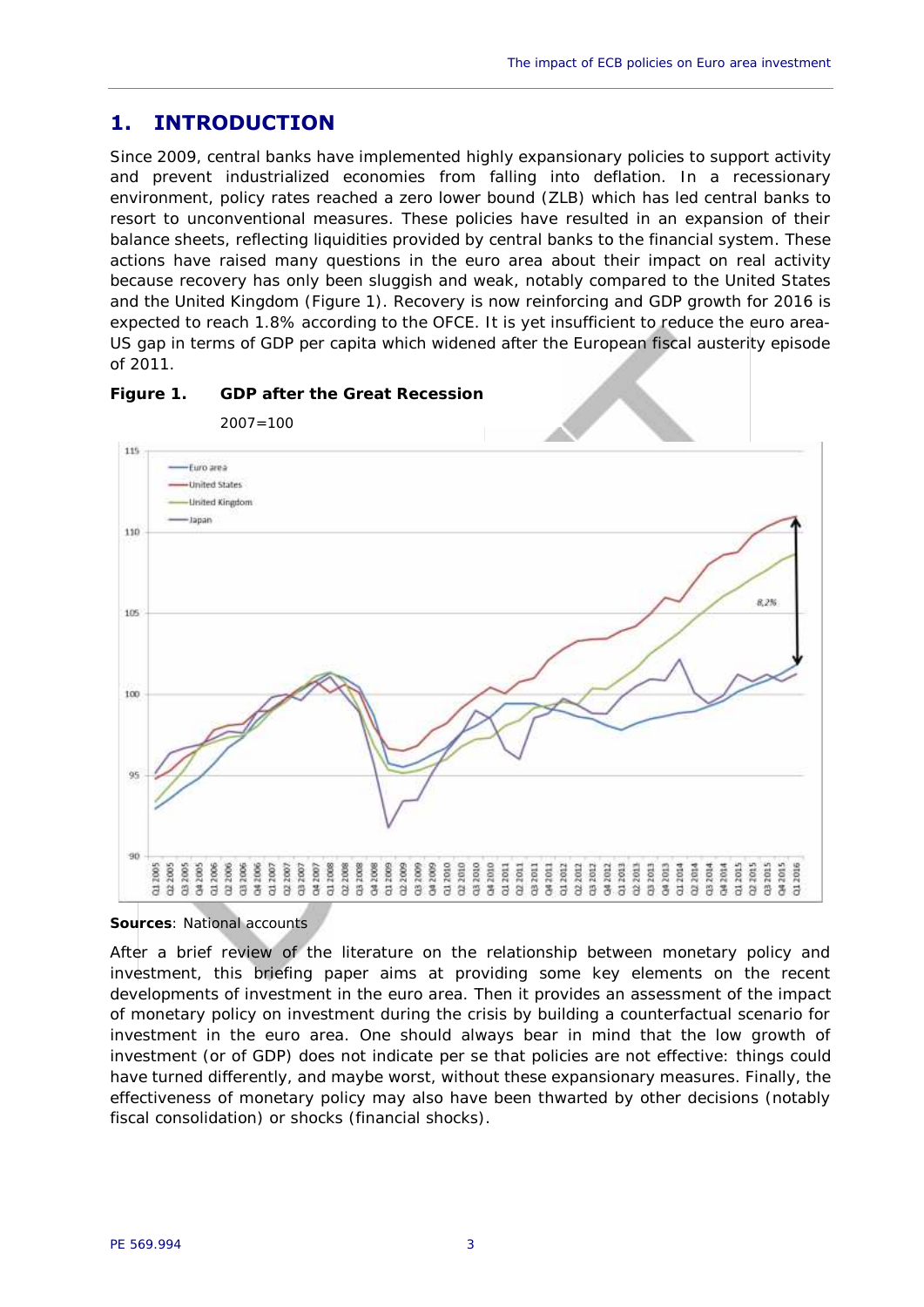## 1. INTRODUCTION

Since 2009, central banks have implemented highly expansionary policies to support activity and prevent industrialized economies from falling into deflation. In a recessionary environment, policy rates reached a zero lower bound (ZLB) which has led central banks to resort to unconventional measures. These policies have resulted in an expansion of their balance sheets, reflecting liquidities provided by central banks to the financial system. These actions have raised many questions in the euro area about their impact on real activity because recovery has only been sluggish and weak, notably compared to the United States and the United Kingdom (Figure 1). Recovery is now reinforcing and GDP growth for 2016 is expected to reach 1.8% according to the OFCE. It is yet insufficient to reduce the euro area-US gap in terms of GDP per capita which widened after the European fiscal austerity episode of 2011.

**Figure 1. GDP after the Great Recession**

2007=100

**Sources**: National accounts

After a brief review of the literature on the relationship between monetary policy and investment, this briefing paper aims at providing some key elements on the recent developments of investment in the euro area. Then it provides an assessment of the impact of monetary policy on investment during the crisis by building a counterfactual scenario for investment in the euro area. One should always bear in mind that the low growth of investment (or of GDP) does not indicate per se that policies are not effective: things could have turned differently, and maybe worst, without these expansionary measures. Finally, the effectiveness of monetary policy may also have been thwarted by other decisions (notably fiscal consolidation) or shocks (financial shocks).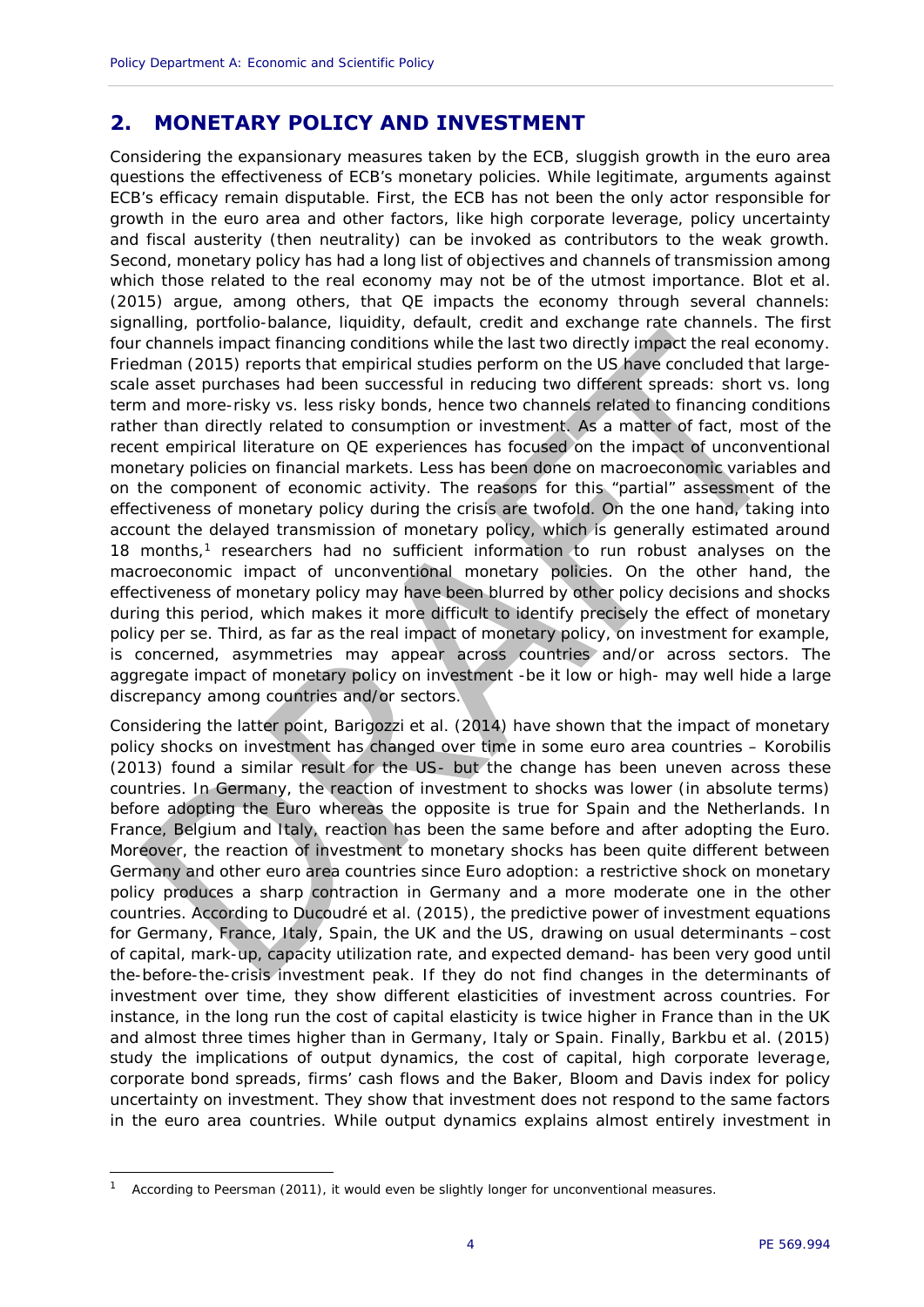## 2. MONETARY POLICY AND INVESTMENT

Considering the expansionary measures taken by the ECB, sluggish growth in the euro area questions the effectiveness of ECB's monetary policies. While legitimate, arguments against ECB's efficacy remain disputable. First, the ECB has not been the only actor responsible for growth in the euro area and other factors, like high corporate leverage, policy uncertainty and fiscal austerity (then neutrality) can be invoked as contributors to the weak growth. Second, monetary policy has had a long list of objectives and channels of transmission among which those related to the real economy may not be of the utmost importance. Blot et al. (2015) argue, among others, that QE impacts the economy through several channels: signalling, portfolio-balance, liquidity, default, credit and exchange rate channels. The first four channels impact financing conditions while the last two directly impact the real economy. Friedman (2015) reports that empirical studies perform on the US have concluded that large-scale asset purchases had been successful in reducing two different spreads: short vs. long term and more-risky vs. less risky bonds, hence two channels related to financing conditions rather than directly related to consumption or investment. As a matter of fact, most of the recent empirical literature on QE experiences has focused on the impact of unconventional monetary policies on financial markets. Less has been done on macroeconomic variables and on the component of economic activity. The reasons for this "partial" assessment of the effectiveness of monetary policy during the crisis are twofold. On the one hand, taking into account the delayed transmission of monetary policy, which is generally estimated around 18 months,[1] researchers had no sufficient information to run robust analyses on the macroeconomic impact of unconventional monetary policies. On the other hand, the effectiveness of monetary policy may have been blurred by other policy decisions and shocks during this period, which makes it more difficult to identify precisely the effect of monetary policy per se. Third, as far as the real impact of monetary policy, on investment for example, is concerned, asymmetries may appear across countries and/or across sectors. The aggregate impact of monetary policy on investment -be it low or high- may well hide a large discrepancy among countries and/or sectors.

Considering the latter point, Barigozzi et al. (2014) have shown that the impact of monetary policy shocks on investment has changed over time in some euro area countries – Korobilis (2013) found a similar result for the US- but the change has been uneven across these countries. In Germany, the reaction of investment to shocks was lower (in absolute terms) before adopting the Euro whereas the opposite is true for Spain and the Netherlands. In France, Belgium and Italy, reaction has been the same before and after adopting the Euro. Moreover, the reaction of investment to monetary shocks has been quite different between Germany and other euro area countries since Euro adoption: a restrictive shock on monetary policy produces a sharp contraction in Germany and a more moderate one in the other countries. According to Ducoudré et al. (2015), the predictive power of investment equations for Germany, France, Italy, Spain, the UK and the US, drawing on usual determinants –cost of capital, mark-up, capacity utilization rate, and expected demand- has been very good until the-before-the-crisis investment peak. If they do not find changes in the determinants of investment over time, they show different elasticities of investment across countries. For instance, in the long run the cost of capital elasticity is twice higher in France than in the UK and almost three times higher than in Germany, Italy or Spain. Finally, Barkbu et al. (2015) study the implications of output dynamics, the cost of capital, high corporate leverage, corporate bond spreads, firms' cash flows and the Baker, Bloom and Davis index for policy uncertainty on investment. They show that investment does not respond to the same factors in the euro area countries. While output dynamics explains almost entirely investment in

---

[1] According to Peersman (2011), it would even be slightly longer for unconventional measures.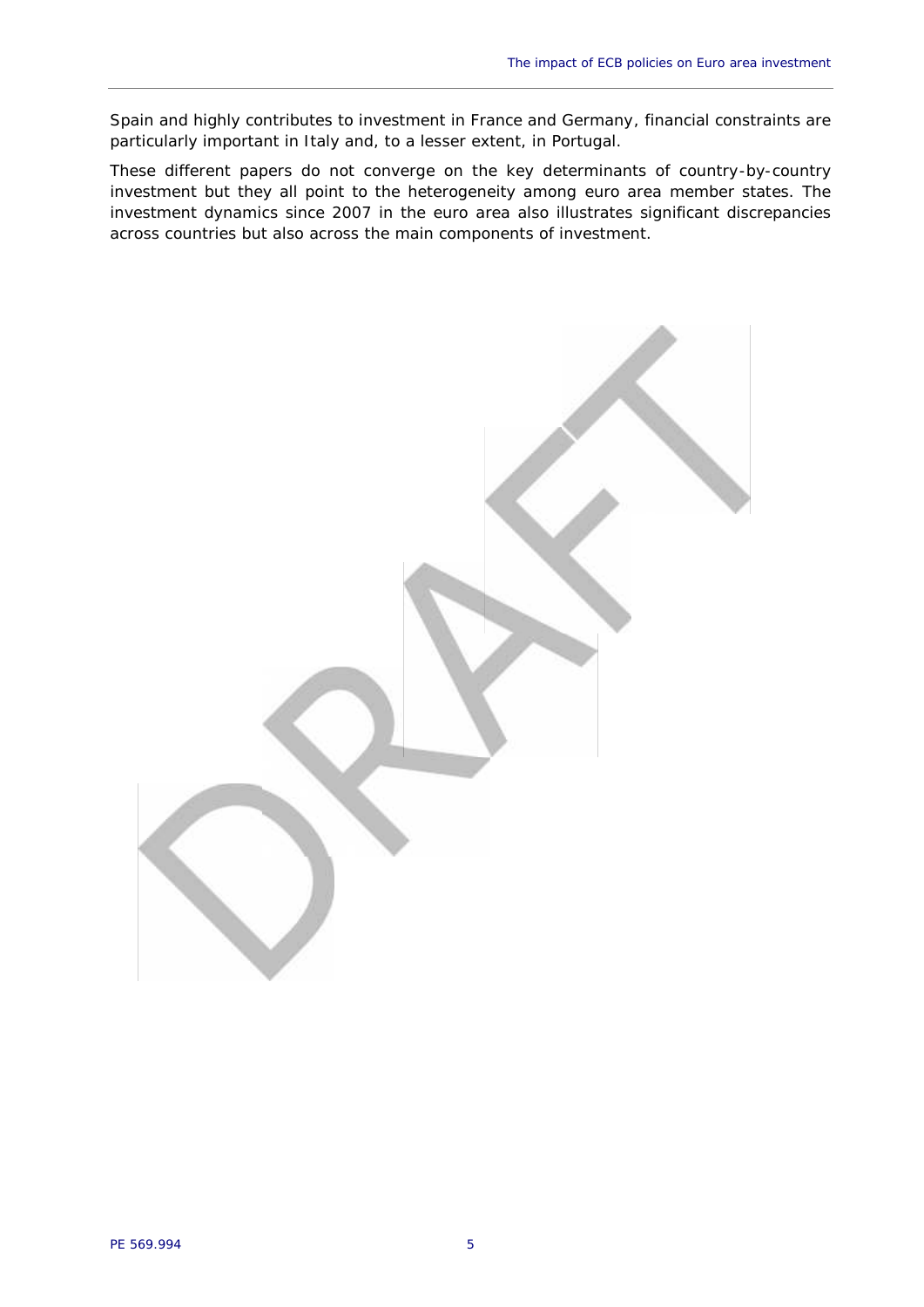Spain and highly contributes to investment in France and Germany, financial constraints are particularly important in Italy and, to a lesser extent, in Portugal.

These different papers do not converge on the key determinants of country-by-country investment but they all point to the heterogeneity among euro area member states. The investment dynamics since 2007 in the euro area also illustrates significant discrepancies across countries but also across the main components of investment.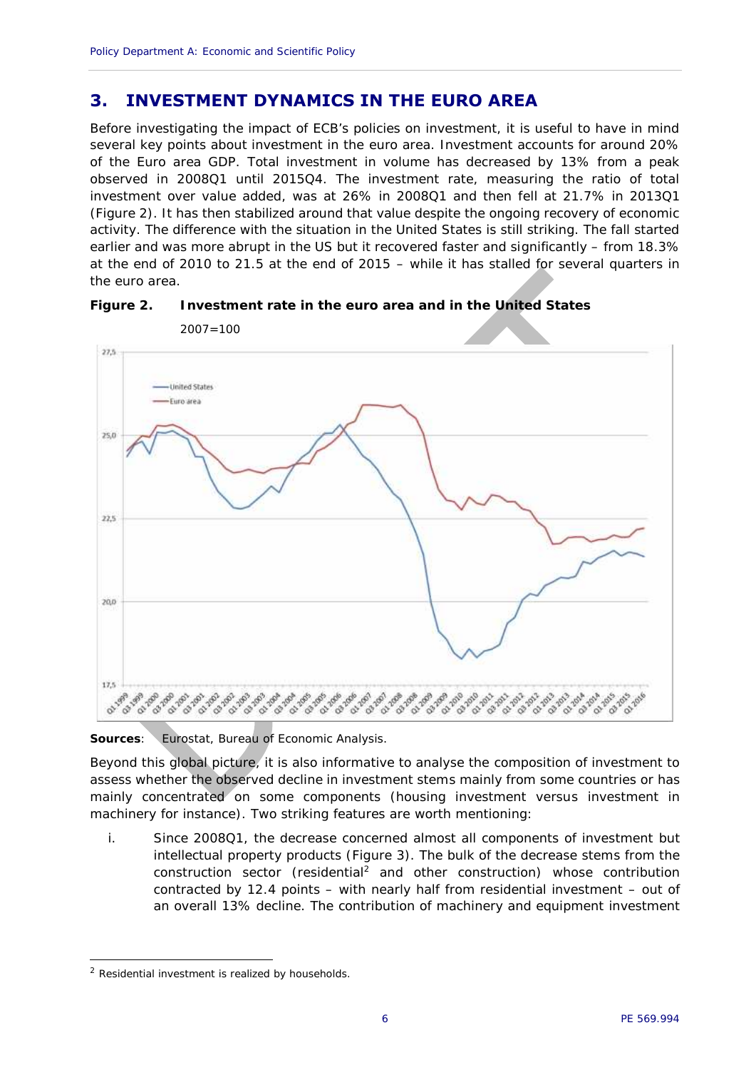## 3. INVESTMENT DYNAMICS IN THE EURO AREA

Before investigating the impact of ECB's policies on investment, it is useful to have in mind several key points about investment in the euro area. Investment accounts for around 20% of the Euro area GDP. Total investment in volume has decreased by 13% from a peak observed in 2008Q1 until 2015Q4. The investment rate, measuring the ratio of total investment over value added, was at 26% in 2008Q1 and then fell at 21.7% in 2013Q1 (Figure 2). It has then stabilized around that value despite the ongoing recovery of economic activity. The difference with the situation in the United States is still striking. The fall started earlier and was more abrupt in the US but it recovered faster and significantly – from 18.3% at the end of 2010 to 21.5 at the end of 2015 – while it has stalled for several quarters in the euro area.

**Figure 2. Investment rate in the euro area and in the United States**

2007=100

**Sources**: Eurostat, Bureau of Economic Analysis.

Beyond this global picture, it is also informative to analyse the composition of investment to assess whether the observed decline in investment stems mainly from some countries or has mainly concentrated on some components (housing investment versus investment in machinery for instance). Two striking features are worth mentioning:

i. Since 2008Q1, the decrease concerned almost all components of investment but intellectual property products (Figure 3). The bulk of the decrease stems from the construction sector (residential[2] and other construction) whose contribution contracted by 12.4 points – with nearly half from residential investment – out of an overall 13% decline. The contribution of machinery and equipment investment

[2] Residential investment is realized by households.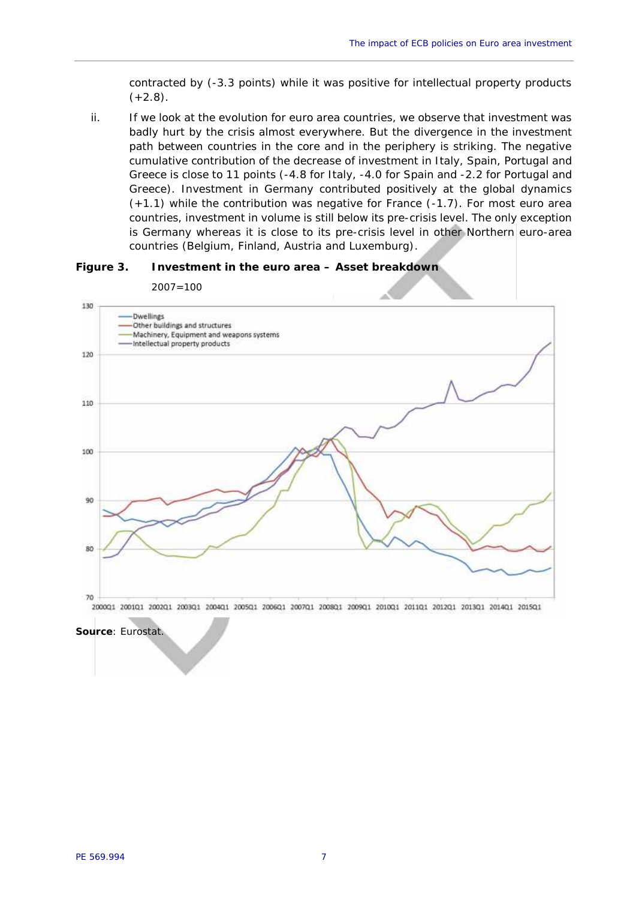contracted by (-3.3 points) while it was positive for intellectual property products (+2.8).

ii. If we look at the evolution for euro area countries, we observe that investment was badly hurt by the crisis almost everywhere. But the divergence in the investment path between countries in the core and in the periphery is striking. The negative cumulative contribution of the decrease of investment in Italy, Spain, Portugal and Greece is close to 11 points (-4.8 for Italy, -4.0 for Spain and -2.2 for Portugal and Greece). Investment in Germany contributed positively at the global dynamics (+1.1) while the contribution was negative for France (-1.7). For most euro area countries, investment in volume is still below its pre-crisis level. The only exception is Germany whereas it is close to its pre-crisis level in other Northern euro-area countries (Belgium, Finland, Austria and Luxemburg).

**Figure 3. Investment in the euro area – Asset breakdown**

2007=100

**Source**: Eurostat.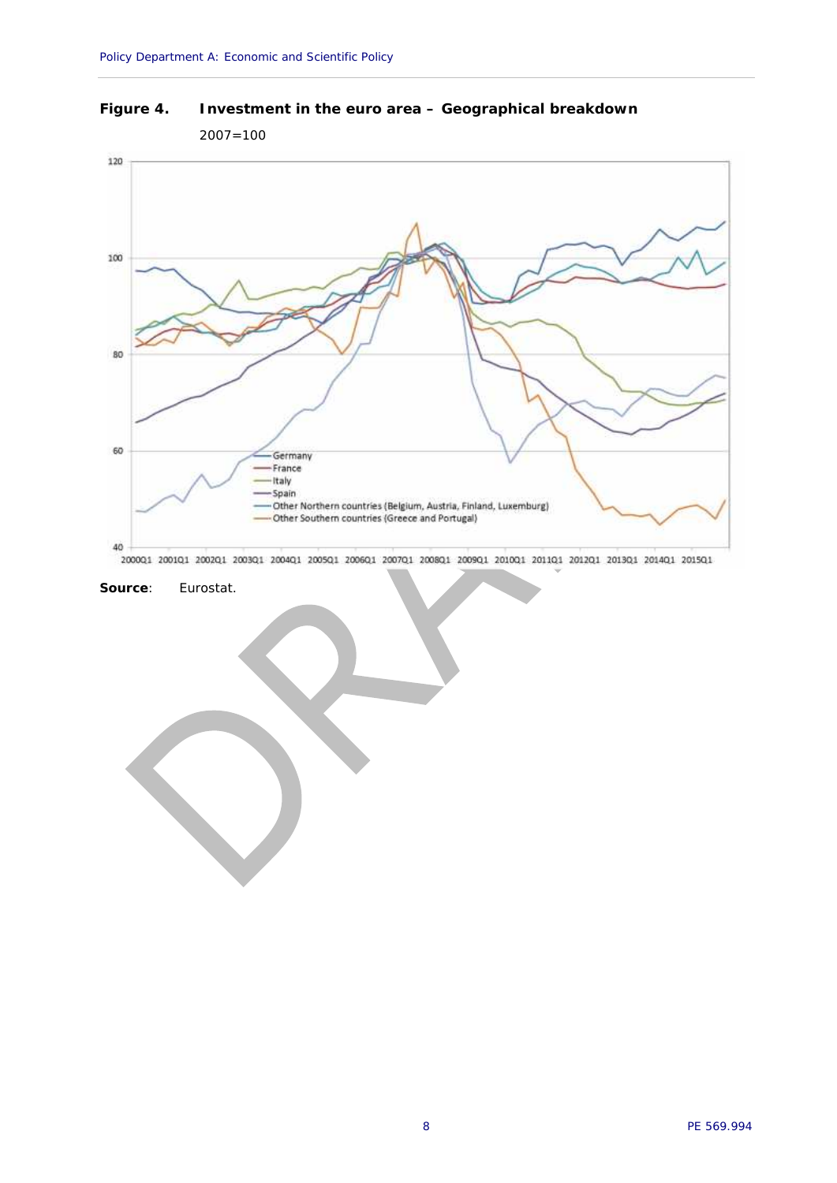**Figure 4. Investment in the euro area – Geographical breakdown**

2007=100

**Source**: Eurostat.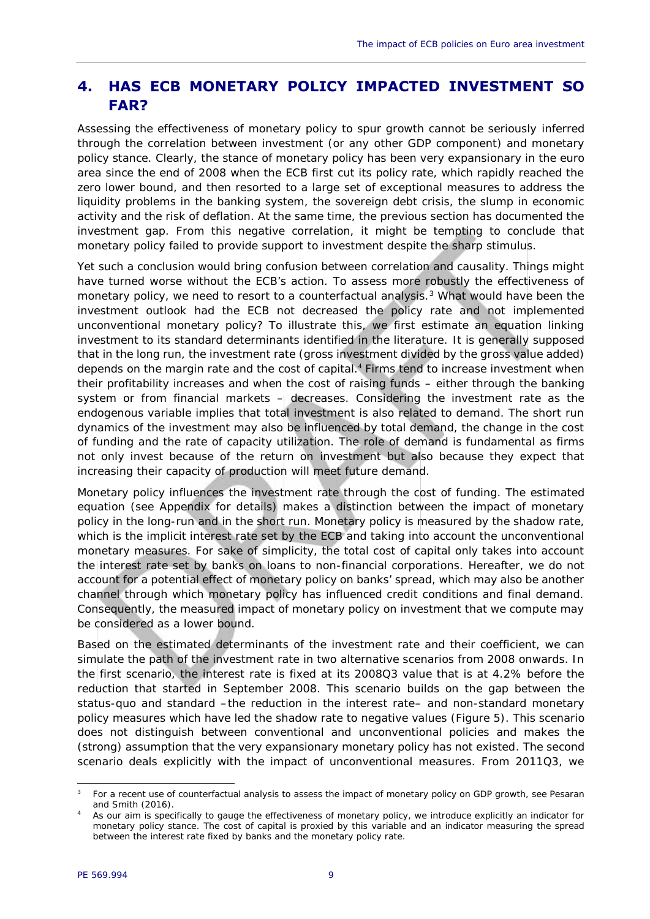# 4. HAS ECB MONETARY POLICY IMPACTED INVESTMENT SO FAR?

Assessing the effectiveness of monetary policy to spur growth cannot be seriously inferred through the correlation between investment (or any other GDP component) and monetary policy stance. Clearly, the stance of monetary policy has been very expansionary in the euro area since the end of 2008 when the ECB first cut its policy rate, which rapidly reached the zero lower bound, and then resorted to a large set of exceptional measures to address the liquidity problems in the banking system, the sovereign debt crisis, the slump in economic activity and the risk of deflation. At the same time, the previous section has documented the investment gap. From this negative correlation, it might be tempting to conclude that monetary policy failed to provide support to investment despite the sharp stimulus.

Yet such a conclusion would bring confusion between correlation and causality. Things might have turned worse without the ECB's action. To assess more robustly the effectiveness of monetary policy, we need to resort to a counterfactual analysis.[3] What would have been the investment outlook had the ECB not decreased the policy rate and not implemented unconventional monetary policy? To illustrate this, we first estimate an equation linking investment to its standard determinants identified in the literature. It is generally supposed that in the long run, the investment rate (gross investment divided by the gross value added) depends on the margin rate and the cost of capital.[4] Firms tend to increase investment when their profitability increases and when the cost of raising funds – either through the banking system or from financial markets – decreases. Considering the investment rate as the endogenous variable implies that total investment is also related to demand. The short run dynamics of the investment may also be influenced by total demand, the change in the cost of funding and the rate of capacity utilization. The role of demand is fundamental as firms not only invest because of the return on investment but also because they expect that increasing their capacity of production will meet future demand.

Monetary policy influences the investment rate through the cost of funding. The estimated equation (see Appendix for details) makes a distinction between the impact of monetary policy in the long-run and in the short run. Monetary policy is measured by the shadow rate, which is the implicit interest rate set by the ECB and taking into account the unconventional monetary measures. For sake of simplicity, the total cost of capital only takes into account the interest rate set by banks on loans to non-financial corporations. Hereafter, we do not account for a potential effect of monetary policy on banks' spread, which may also be another channel through which monetary policy has influenced credit conditions and final demand. Consequently, the measured impact of monetary policy on investment that we compute may be considered as a lower bound.

Based on the estimated determinants of the investment rate and their coefficient, we can simulate the path of the investment rate in two alternative scenarios from 2008 onwards. In the first scenario, the interest rate is fixed at its 2008Q3 value that is at 4.2% before the reduction that started in September 2008. This scenario builds on the gap between the status-quo and standard –the reduction in the interest rate– and non-standard monetary policy measures which have led the shadow rate to negative values (Figure 5). This scenario does not distinguish between conventional and unconventional policies and makes the (strong) assumption that the very expansionary monetary policy has not existed. The second scenario deals explicitly with the impact of unconventional measures. From 2011Q3, we

[3] For a recent use of counterfactual analysis to assess the impact of monetary policy on GDP growth, see Pesaran and Smith (2016).

[4] As our aim is specifically to gauge the effectiveness of monetary policy, we introduce explicitly an indicator for monetary policy stance. The cost of capital is proxied by this variable and an indicator measuring the spread between the interest rate fixed by banks and the monetary policy rate.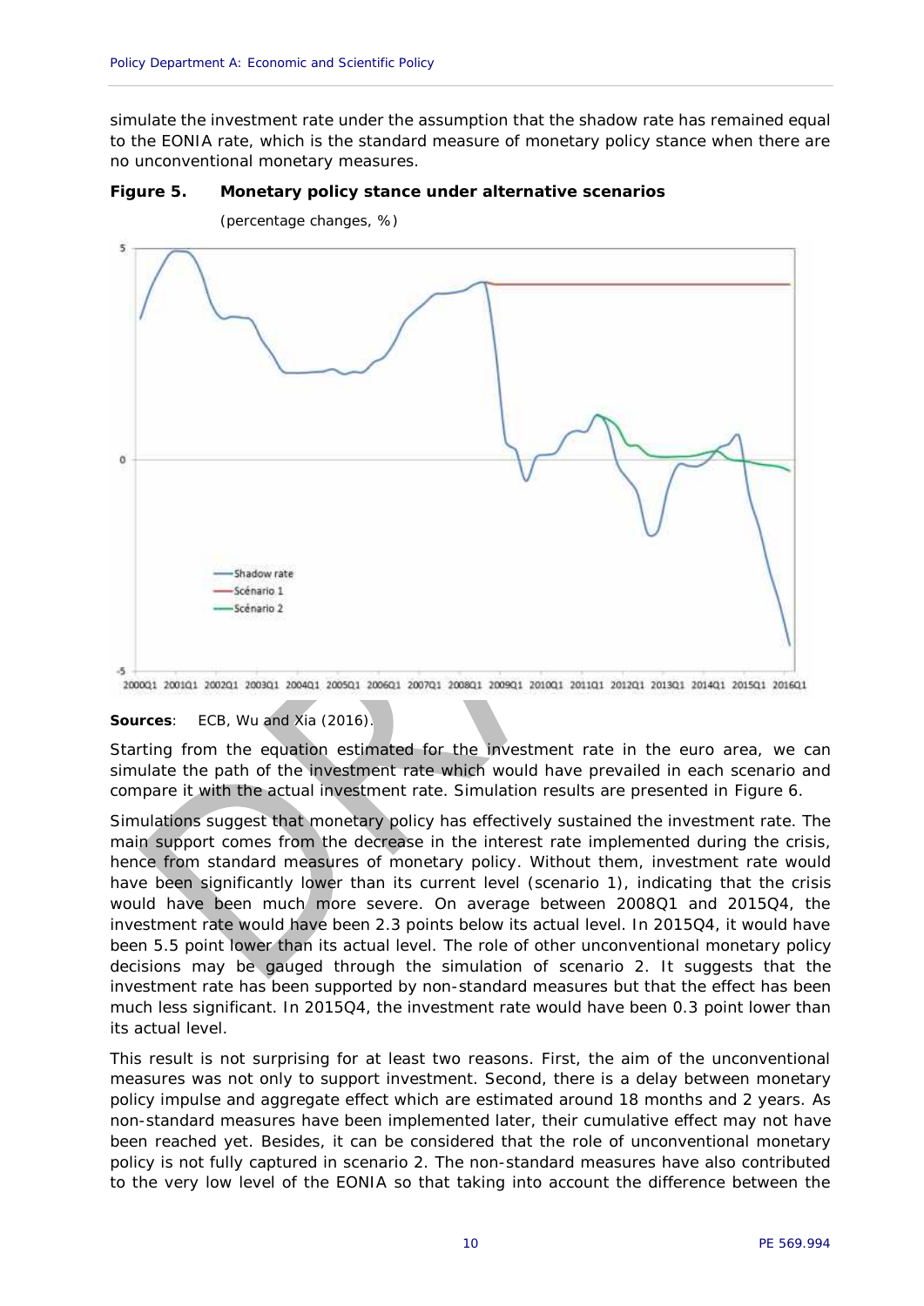simulate the investment rate under the assumption that the shadow rate has remained equal to the EONIA rate, which is the standard measure of monetary policy stance when there are no unconventional monetary measures.

**Figure 5. Monetary policy stance under alternative scenarios**

(percentage changes, %)

**Sources**: ECB, Wu and Xia (2016).

Starting from the equation estimated for the investment rate in the euro area, we can simulate the path of the investment rate which would have prevailed in each scenario and compare it with the actual investment rate. Simulation results are presented in Figure 6.

Simulations suggest that monetary policy has effectively sustained the investment rate. The main support comes from the decrease in the interest rate implemented during the crisis, hence from standard measures of monetary policy. Without them, investment rate would have been significantly lower than its current level (scenario 1), indicating that the crisis would have been much more severe. On average between 2008Q1 and 2015Q4, the investment rate would have been 2.3 points below its actual level. In 2015Q4, it would have been 5.5 point lower than its actual level. The role of other unconventional monetary policy decisions may be gauged through the simulation of scenario 2. It suggests that the investment rate has been supported by non-standard measures but that the effect has been much less significant. In 2015Q4, the investment rate would have been 0.3 point lower than its actual level.

This result is not surprising for at least two reasons. First, the aim of the unconventional measures was not only to support investment. Second, there is a delay between monetary policy impulse and aggregate effect which are estimated around 18 months and 2 years. As non-standard measures have been implemented later, their cumulative effect may not have been reached yet. Besides, it can be considered that the role of unconventional monetary policy is not fully captured in scenario 2. The non-standard measures have also contributed to the very low level of the EONIA so that taking into account the difference between the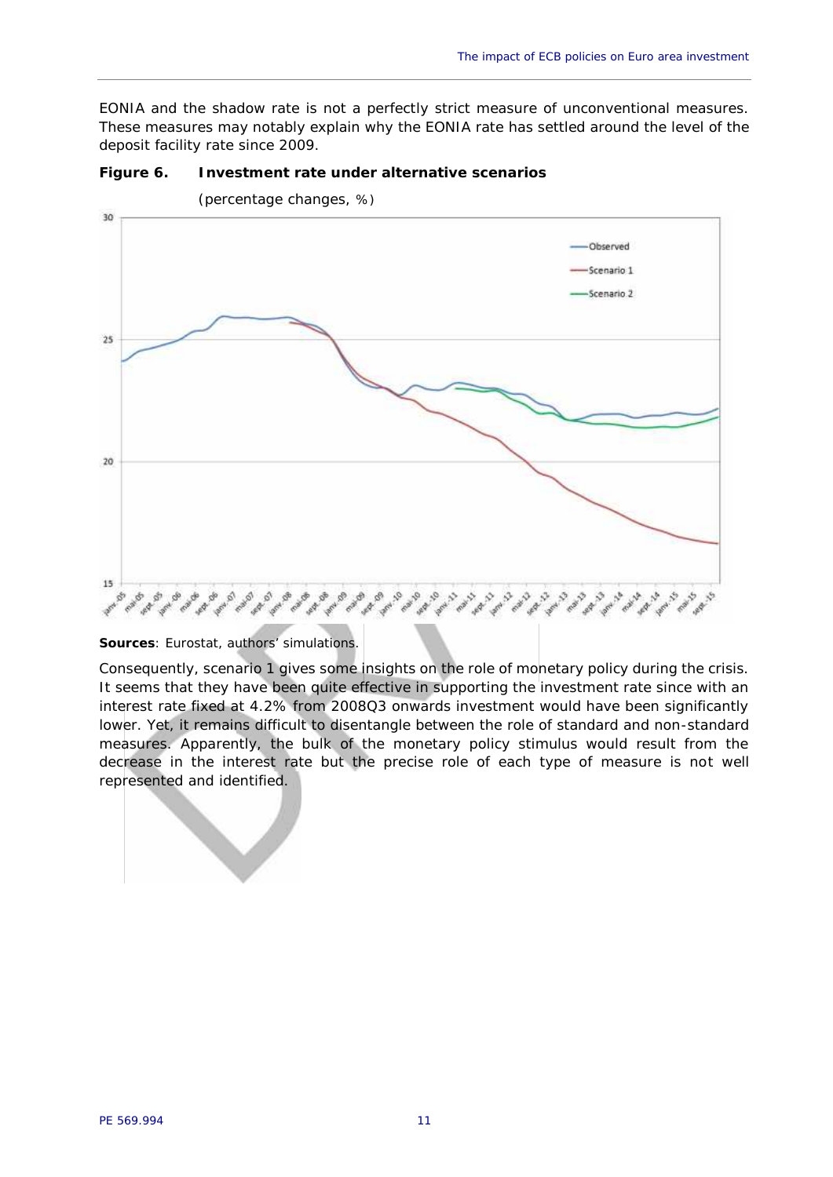EONIA and the shadow rate is not a perfectly strict measure of unconventional measures. These measures may notably explain why the EONIA rate has settled around the level of the deposit facility rate since 2009.

**Figure 6. Investment rate under alternative scenarios**

(percentage changes, %)

**Sources**: Eurostat, authors' simulations.

Consequently, scenario 1 gives some insights on the role of monetary policy during the crisis. It seems that they have been quite effective in supporting the investment rate since with an interest rate fixed at 4.2% from 2008Q3 onwards investment would have been significantly lower. Yet, it remains difficult to disentangle between the role of standard and non-standard measures. Apparently, the bulk of the monetary policy stimulus would result from the decrease in the interest rate but the precise role of each type of measure is not well represented and identified.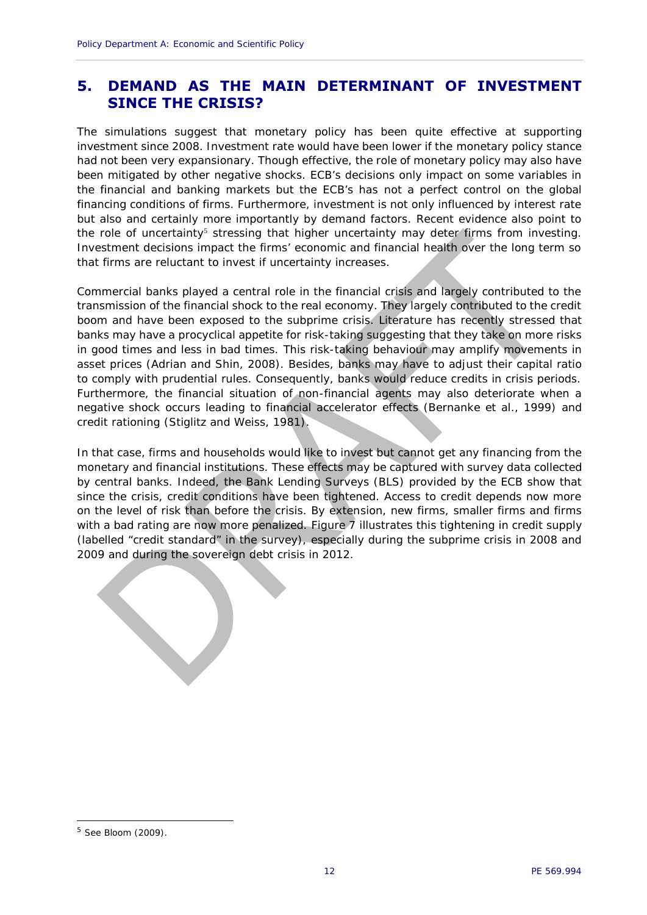# 5. DEMAND AS THE MAIN DETERMINANT OF INVESTMENT SINCE THE CRISIS?

The simulations suggest that monetary policy has been quite effective at supporting investment since 2008. Investment rate would have been lower if the monetary policy stance had not been very expansionary. Though effective, the role of monetary policy may also have been mitigated by other negative shocks. ECB's decisions only impact on some variables in the financial and banking markets but the ECB's has not a perfect control on the global financing conditions of firms. Furthermore, investment is not only influenced by interest rate but also and certainly more importantly by demand factors. Recent evidence also point to the role of uncertainty[5] stressing that higher uncertainty may deter firms from investing. Investment decisions impact the firms' economic and financial health over the long term so that firms are reluctant to invest if uncertainty increases.

Commercial banks played a central role in the financial crisis and largely contributed to the transmission of the financial shock to the real economy. They largely contributed to the credit boom and have been exposed to the subprime crisis. Literature has recently stressed that banks may have a procyclical appetite for risk-taking suggesting that they take on more risks in good times and less in bad times. This risk-taking behaviour may amplify movements in asset prices (Adrian and Shin, 2008). Besides, banks may have to adjust their capital ratio to comply with prudential rules. Consequently, banks would reduce credits in crisis periods. Furthermore, the financial situation of non-financial agents may also deteriorate when a negative shock occurs leading to financial accelerator effects (Bernanke et al., 1999) and credit rationing (Stiglitz and Weiss, 1981).

In that case, firms and households would like to invest but cannot get any financing from the monetary and financial institutions. These effects may be captured with survey data collected by central banks. Indeed, the Bank Lending Surveys (BLS) provided by the ECB show that since the crisis, credit conditions have been tightened. Access to credit depends now more on the level of risk than before the crisis. By extension, new firms, smaller firms and firms with a bad rating are now more penalized. Figure 7 illustrates this tightening in credit supply (labelled "credit standard" in the survey), especially during the subprime crisis in 2008 and 2009 and during the sovereign debt crisis in 2012.

[5] See Bloom (2009).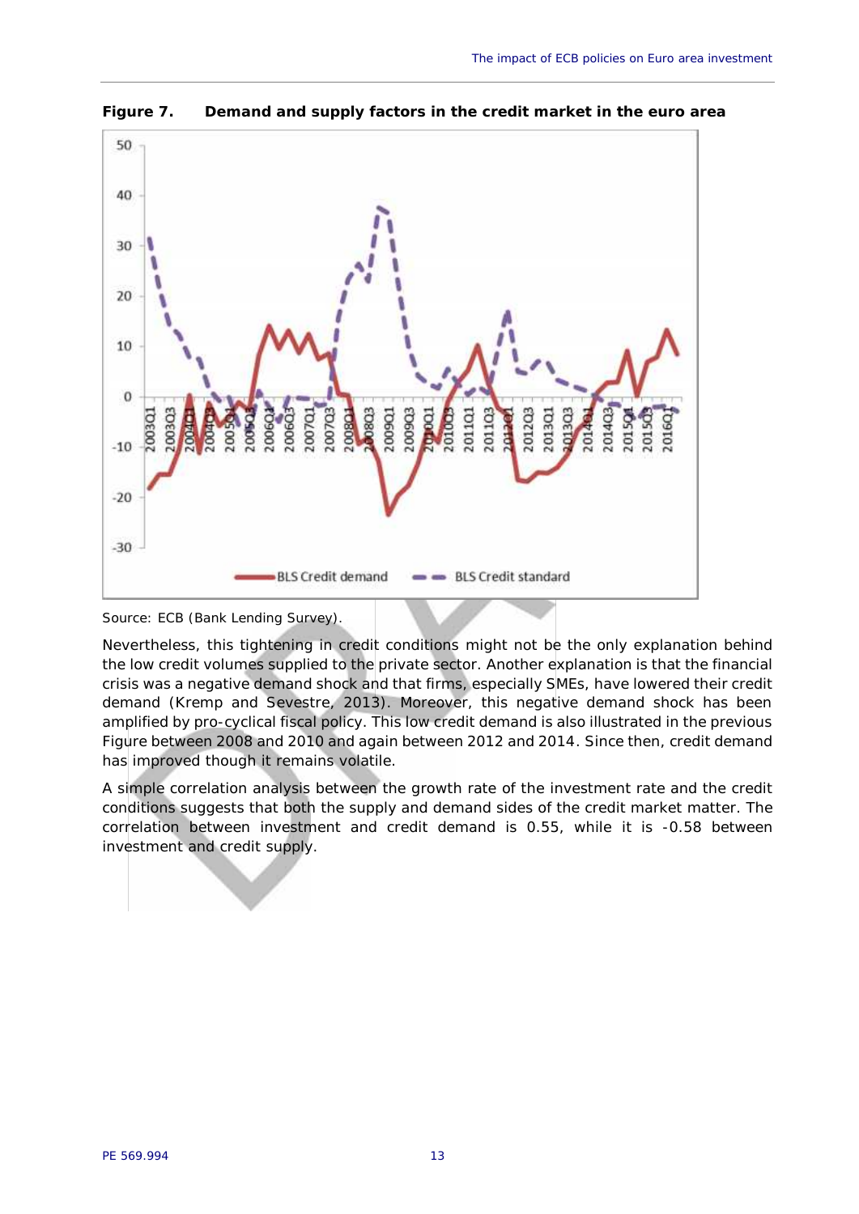**Figure 7. Demand and supply factors in the credit market in the euro area**

Source: ECB (Bank Lending Survey).

Nevertheless, this tightening in credit conditions might not be the only explanation behind the low credit volumes supplied to the private sector. Another explanation is that the financial crisis was a negative demand shock and that firms, especially SMEs, have lowered their credit demand (Kremp and Sevestre, 2013). Moreover, this negative demand shock has been amplified by pro-cyclical fiscal policy. This low credit demand is also illustrated in the previous Figure between 2008 and 2010 and again between 2012 and 2014. Since then, credit demand has improved though it remains volatile.

A simple correlation analysis between the growth rate of the investment rate and the credit conditions suggests that both the supply and demand sides of the credit market matter. The correlation between investment and credit demand is 0.55, while it is -0.58 between investment and credit supply.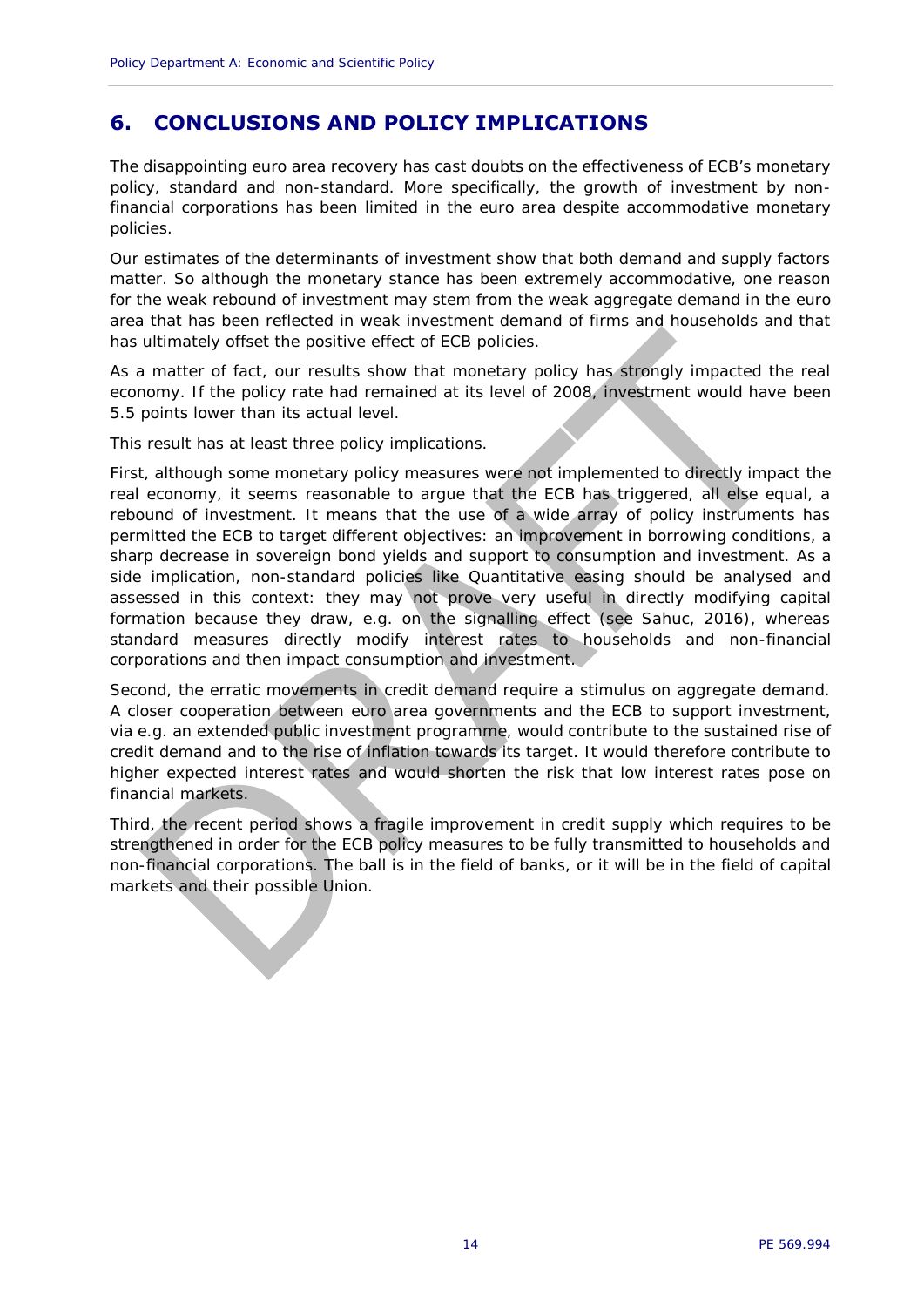# 6. CONCLUSIONS AND POLICY IMPLICATIONS

The disappointing euro area recovery has cast doubts on the effectiveness of ECB's monetary policy, standard and non-standard. More specifically, the growth of investment by non-financial corporations has been limited in the euro area despite accommodative monetary policies.

Our estimates of the determinants of investment show that both demand and supply factors matter. So although the monetary stance has been extremely accommodative, one reason for the weak rebound of investment may stem from the weak aggregate demand in the euro area that has been reflected in weak investment demand of firms and households and that has ultimately offset the positive effect of ECB policies.

As a matter of fact, our results show that monetary policy has strongly impacted the real economy. If the policy rate had remained at its level of 2008, investment would have been 5.5 points lower than its actual level.

This result has at least three policy implications.

First, although some monetary policy measures were not implemented to directly impact the real economy, it seems reasonable to argue that the ECB has triggered, all else equal, a rebound of investment. It means that the use of a wide array of policy instruments has permitted the ECB to target different objectives: an improvement in borrowing conditions, a sharp decrease in sovereign bond yields and support to consumption and investment. As a side implication, non-standard policies like Quantitative easing should be analysed and assessed in this context: they may not prove very useful in directly modifying capital formation because they draw, e.g. on the signalling effect (see Sahuc, 2016), whereas standard measures directly modify interest rates to households and non-financial corporations and then impact consumption and investment.

Second, the erratic movements in credit demand require a stimulus on aggregate demand. A closer cooperation between euro area governments and the ECB to support investment, via e.g. an extended public investment programme, would contribute to the sustained rise of credit demand and to the rise of inflation towards its target. It would therefore contribute to higher expected interest rates and would shorten the risk that low interest rates pose on financial markets.

Third, the recent period shows a fragile improvement in credit supply which requires to be strengthened in order for the ECB policy measures to be fully transmitted to households and non-financial corporations. The ball is in the field of banks, or it will be in the field of capital markets and their possible Union.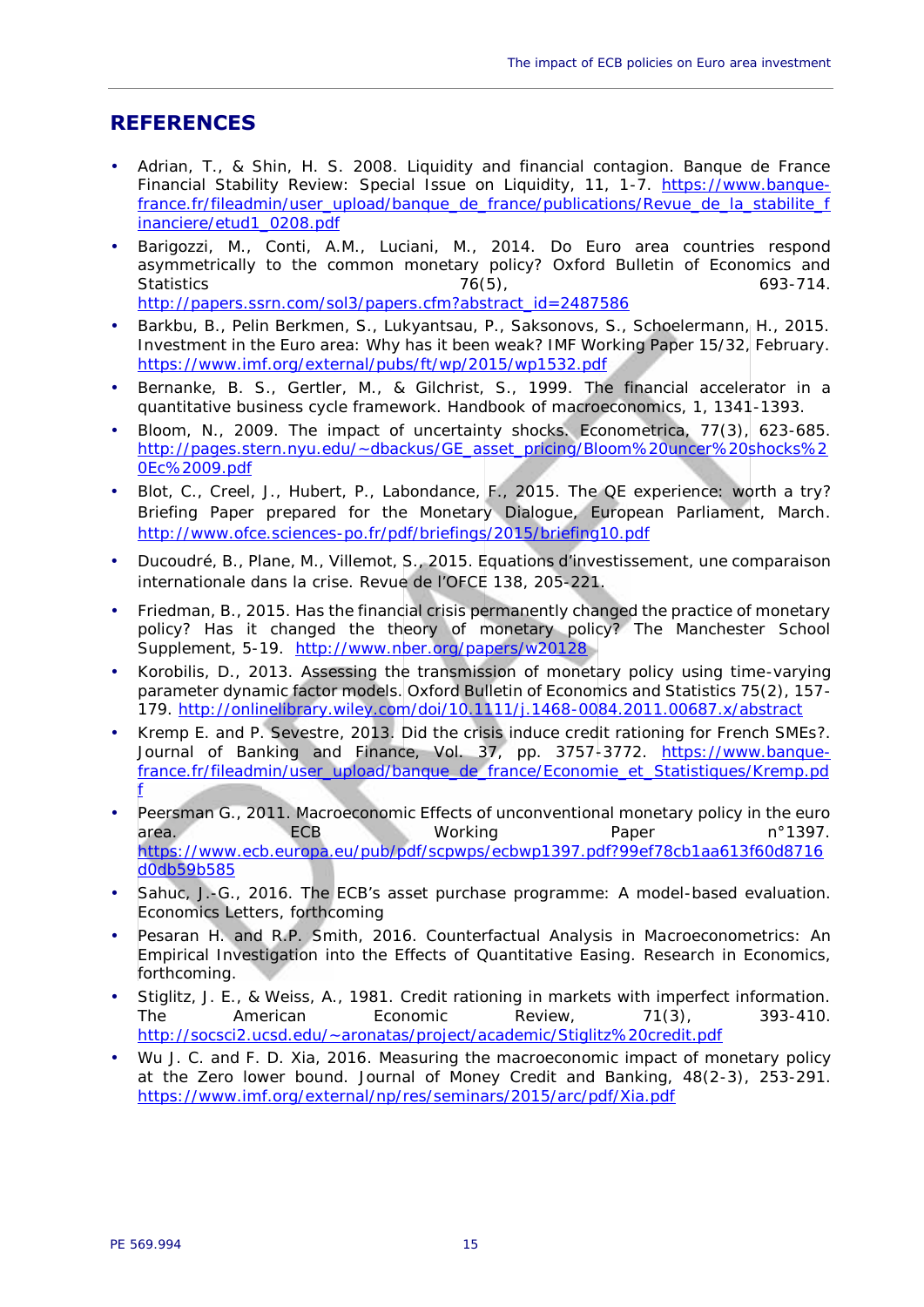## REFERENCES

- Adrian, T., & Shin, H. S. 2008. Liquidity and financial contagion. Banque de France Financial Stability Review: Special Issue on Liquidity, 11, 1-7. https://www.banque-france.fr/fileadmin/user_upload/banque_de_france/publications/Revue_de_la_stabilite_financiere/etud1_0208.pdf
- Barigozzi, M., Conti, A.M., Luciani, M., 2014. Do Euro area countries respond asymmetrically to the common monetary policy? Oxford Bulletin of Economics and Statistics 76(5), 693-714. http://papers.ssrn.com/sol3/papers.cfm?abstract_id=2487586
- Barkbu, B., Pelin Berkmen, S., Lukyantsau, P., Saksonovs, S., Schoelermann, H., 2015. Investment in the Euro area: Why has it been weak? IMF Working Paper 15/32, February. https://www.imf.org/external/pubs/ft/wp/2015/wp1532.pdf
- Bernanke, B. S., Gertler, M., & Gilchrist, S., 1999. The financial accelerator in a quantitative business cycle framework. Handbook of macroeconomics, 1, 1341-1393.
- Bloom, N., 2009. The impact of uncertainty shocks. Econometrica, 77(3), 623-685. http://pages.stern.nyu.edu/~dbackus/GE_asset_pricing/Bloom%20uncer%20shocks%20Ec%2009.pdf
- Blot, C., Creel, J., Hubert, P., Labondance, F., 2015. The QE experience: worth a try? Briefing Paper prepared for the Monetary Dialogue, European Parliament, March. http://www.ofce.sciences-po.fr/pdf/briefings/2015/briefing10.pdf
- Ducoudré, B., Plane, M., Villemot, S., 2015. Equations d'investissement, une comparaison internationale dans la crise. Revue de l'OFCE 138, 205-221.
- Friedman, B., 2015. Has the financial crisis permanently changed the practice of monetary policy? Has it changed the theory of monetary policy? The Manchester School Supplement, 5-19. http://www.nber.org/papers/w20128
- Korobilis, D., 2013. Assessing the transmission of monetary policy using time-varying parameter dynamic factor models. Oxford Bulletin of Economics and Statistics 75(2), 157-179. http://onlinelibrary.wiley.com/doi/10.1111/j.1468-0084.2011.00687.x/abstract
- Kremp E. and P. Sevestre, 2013. Did the crisis induce credit rationing for French SMEs?. Journal of Banking and Finance, Vol. 37, pp. 3757-3772. https://www.banque-france.fr/fileadmin/user_upload/banque_de_france/Economie_et_Statistiques/Kremp.pdf
- Peersman G., 2011. Macroeconomic Effects of unconventional monetary policy in the euro area. ECB Working Paper n°1397. https://www.ecb.europa.eu/pub/pdf/scpwps/ecbwp1397.pdf?99ef78cb1aa613f60d8716d0db59b585
- Sahuc, J.-G., 2016. The ECB's asset purchase programme: A model-based evaluation. Economics Letters, forthcoming
- Pesaran H. and R.P. Smith, 2016. Counterfactual Analysis in Macroeconometrics: An Empirical Investigation into the Effects of Quantitative Easing. Research in Economics, forthcoming.
- Stiglitz, J. E., & Weiss, A., 1981. Credit rationing in markets with imperfect information. The American Economic Review, 71(3), 393-410. http://socsci2.ucsd.edu/~aronatas/project/academic/Stiglitz%20credit.pdf
- Wu J. C. and F. D. Xia, 2016. Measuring the macroeconomic impact of monetary policy at the Zero lower bound. Journal of Money Credit and Banking, 48(2-3), 253-291. https://www.imf.org/external/np/res/seminars/2015/arc/pdf/Xia.pdf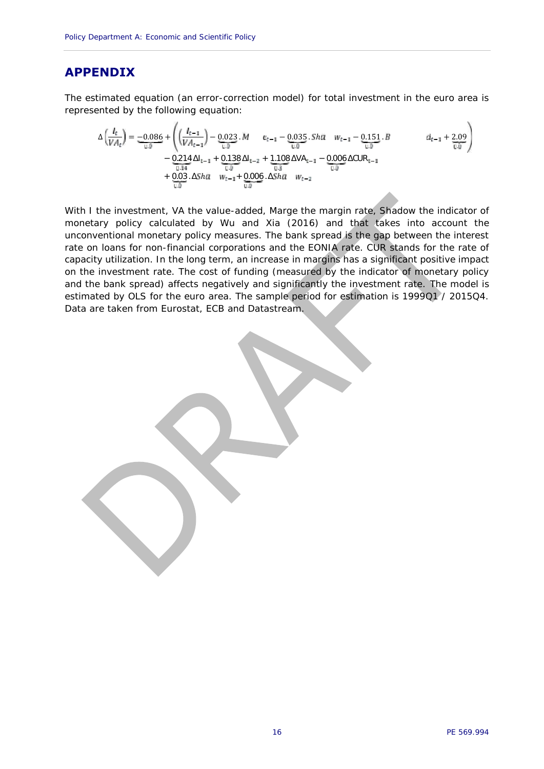# APPENDIX

The estimated equation (an error-correction model) for total investment in the euro area is represented by the following equation:

$$\Delta\left(\frac{I_t}{VA_t}\right) = \underbrace{-0.086}_{0.0} + \left(\left(\frac{I_{t-1}}{VA_{t-1}}\right) - \underbrace{0.023}_{0.0}.Marge_{t-1} - \underbrace{0.035}_{0.0}.Shadow_{t-1} - \underbrace{0.151}_{0.0}.Bank\,spread_{t-1} + \underbrace{2.09}_{0.0}\right)$$
$$- \underbrace{0.214}_{0.14}\Delta I_{t-1} + \underbrace{0.138}_{0.0}\Delta I_{t-2} + \underbrace{1.108}_{0.3}\Delta VA_{t-1} - \underbrace{0.006}_{0.0}\Delta CUR_{t-1}$$
$$+ \underbrace{0.03}_{0.0}.\Delta Shadow_{t-1} + \underbrace{0.006}_{0.0}.\Delta Shadow_{t-2}$$

With I the investment, VA the value-added, Marge the margin rate, Shadow the indicator of monetary policy calculated by Wu and Xia (2016) and that takes into account the unconventional monetary policy measures. The bank spread is the gap between the interest rate on loans for non-financial corporations and the EONIA rate. CUR stands for the rate of capacity utilization. In the long term, an increase in margins has a significant positive impact on the investment rate. The cost of funding (measured by the indicator of monetary policy and the bank spread) affects negatively and significantly the investment rate. The model is estimated by OLS for the euro area. The sample period for estimation is 1999Q1 / 2015Q4. Data are taken from Eurostat, ECB and Datastream.